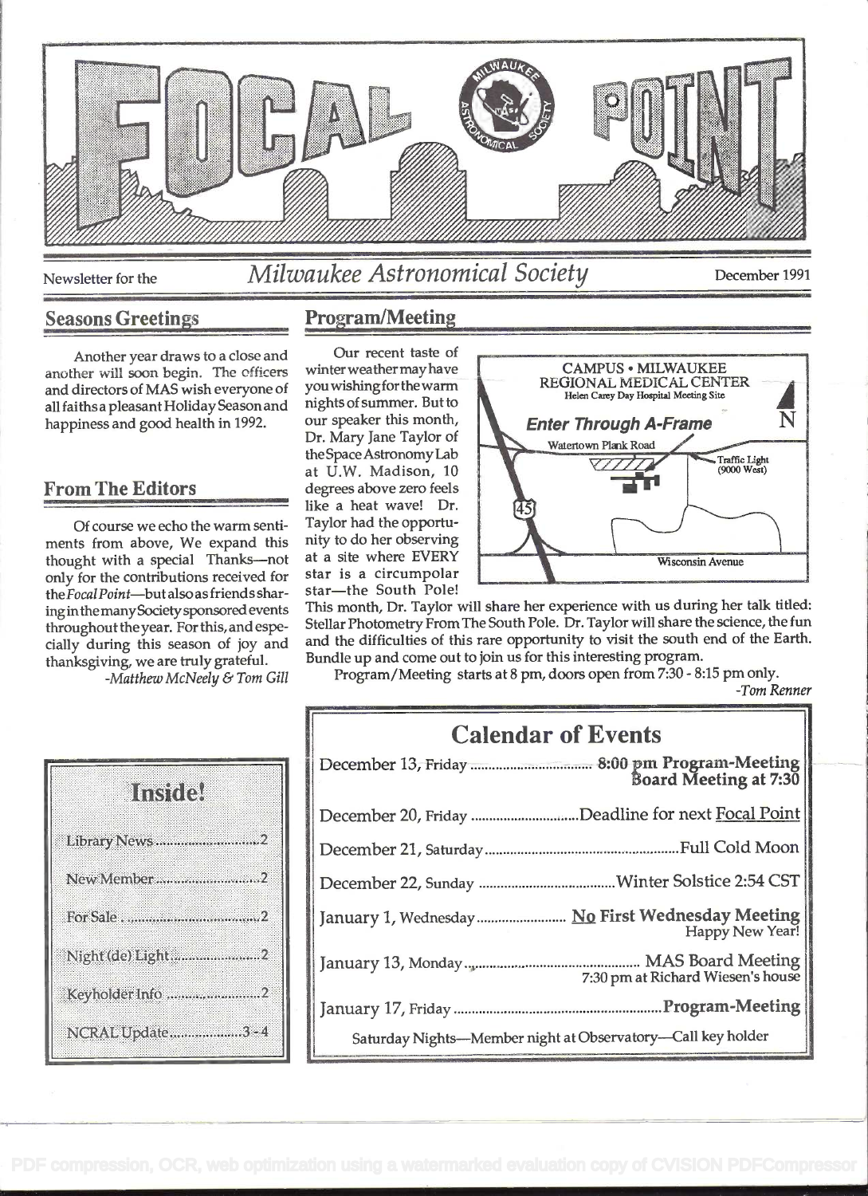# FOCAL POINT

Newsletter for the *Milwaukee Astronomical Society* — December 1991

## Seasons Greetings

Another year draws to a close and another will soon begin. The officers and directors of MAS wish everyone of all faiths a pleasant Holiday Season and happiness and good health in 1992.

## From The Editors

Of course we echo the warm sentiments from above, We expand this thought with a special Thanks—not only for the contributions received for the *Focal Point*—but also as friends sharing in the many Society sponsored events throughout the year. For this, and especially during this season of joy and thanksgiving, we are truly grateful.

*-Matthew McNeely & Tom Gill*

## Program/Meeting

Our recent taste of winter weather may have you wishing for the warm nights of summer. But to our speaker this month, Dr. Mary Jane Taylor of the Space Astronomy Lab at U.W. Madison, 10 degrees above zero feels like a heat wave! Dr. Taylor had the opportunity to do her observing at a site where EVERY star is a circumpolar star—the South Pole! This month, Dr. Taylor will share her experience with us during her talk titled: Stellar Photometry From The South Pole. Dr. Taylor will share the science, the fun and the difficulties of this rare opportunity to visit the south end of the Earth. Bundle up and come out to join us for this interesting program.

Program/Meeting starts at 8 pm, doors open from 7:30 - 8:15 pm only.

*-Tom Renner*

CAMPUS • MILWAUKEE REGIONAL MEDICAL CENTER
Helen Carey Day Hospital Meeting Site
**Enter Through A-Frame**
Watertown Plank Road — Traffic Light (9000 West) — 45 — Wisconsin Avenue — N

## Calendar of Events

| | |
|---|---|
| December 13, Friday | 8:00 pm Program-Meeting Board Meeting at 7:30 |
| December 20, Friday | Deadline for next Focal Point |
| December 21, Saturday | Full Cold Moon |
| December 22, Sunday | Winter Solstice 2:54 CST |
| January 1, Wednesday | No First Wednesday Meeting Happy New Year! |
| January 13, Monday | MAS Board Meeting 7:30 pm at Richard Wiesen's house |
| January 17, Friday | Program-Meeting |

Saturday Nights—Member night at Observatory—Call key holder

## Inside!

- Library News ..... 2
- New Member ..... 2
- For Sale ..... 2
- Night (de) Light ..... 2
- Keyholder Info ..... 2
- NCRAL Update ..... 3-4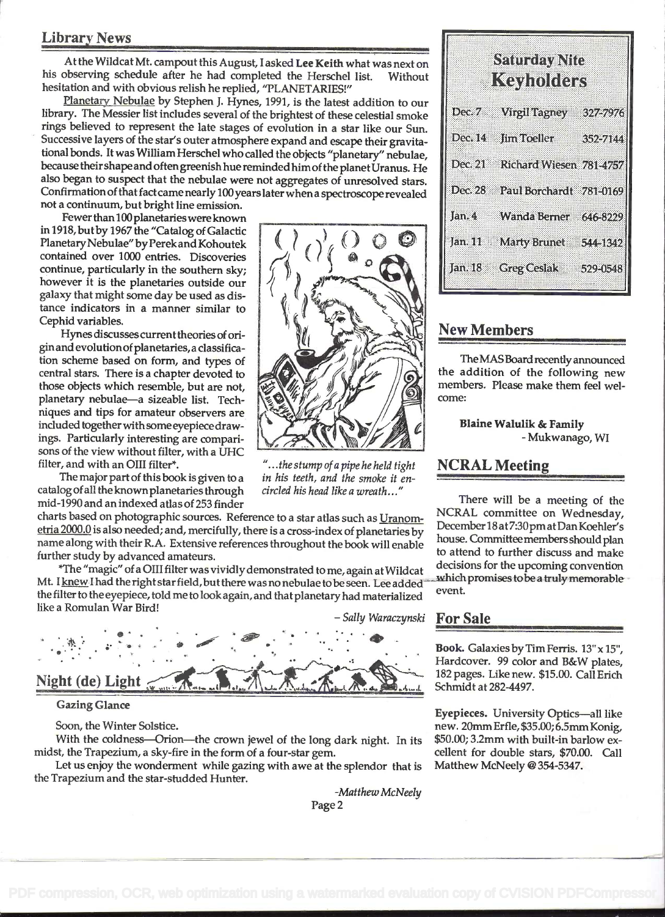## Library News

At the Wildcat Mt. campout this August, I asked **Lee Keith** what was next on his observing schedule after he had completed the Herschel list. Without hesitation and with obvious relish he replied, "PLANETARIES!"

Planetary Nebulae by Stephen J. Hynes, 1991, is the latest addition to our library. The Messier list includes several of the brightest of these celestial smoke rings believed to represent the late stages of evolution in a star like our Sun. Successive layers of the star's outer atmosphere expand and escape their gravitational bonds. It was William Herschel who called the objects "planetary" nebulae, because their shape and often greenish hue reminded him of the planet Uranus. He also began to suspect that the nebulae were not aggregates of unresolved stars. Confirmation of that fact came nearly 100 years later when a spectroscope revealed not a continuum, but bright line emission.

Fewer than 100 planetaries were known in 1918, but by 1967 the "Catalog of Galactic Planetary Nebulae" by Perek and Kohoutek contained over 1000 entries. Discoveries continue, particularly in the southern sky; however it is the planetaries outside our galaxy that might some day be used as distance indicators in a manner similar to Cephid variables.

Hynes discusses current theories of origin and evolution of planetaries, a classification scheme based on form, and types of central stars. There is a chapter devoted to those objects which resemble, but are not, planetary nebulae—a sizeable list. Techniques and tips for amateur observers are included together with some eyepiece drawings. Particularly interesting are comparisons of the view without filter, with a UHC filter, and with an OIII filter*.

*"...the stump of a pipe he held tight in his teeth, and the smoke it encircled his head like a wreath..."*

The major part of this book is given to a catalog of all the known planetaries through mid-1990 and an indexed atlas of 253 finder charts based on photographic sources. Reference to a star atlas such as Uranometria 2000.0 is also needed; and, mercifully, there is a cross-index of planetaries by name along with their R.A. Extensive references throughout the book will enable further study by advanced amateurs.

*The "magic" of a OIII filter was vividly demonstrated to me, again at Wildcat Mt. I knew I had the right star field, but there was no nebulae to be seen. Lee added the filter to the eyepiece, told me to look again, and that planetary had materialized like a Romulan War Bird!

*– Sally Waraczynski*

## Night (de) Light

**Gazing Glance**

Soon, the Winter Solstice.

With the coldness—Orion—the crown jewel of the long dark night. In its midst, the Trapezium, a sky-fire in the form of a four-star gem.

Let us enjoy the wonderment while gazing with awe at the splendor that is the Trapezium and the star-studded Hunter.

*-Matthew McNeely*

## Saturday Nite Keyholders

| | | |
|---|---|---|
| Dec. 7 | Virgil Tagney | 327-7976 |
| Dec. 14 | Jim Toeller | 352-7144 |
| Dec. 21 | Richard Wiesen | 781-4757 |
| Dec. 28 | Paul Borchardt | 781-0169 |
| Jan. 4 | Wanda Berner | 646-8229 |
| Jan. 11 | Marty Brunet | 544-1342 |
| Jan. 18 | Greg Ceslak | 529-0548 |

## New Members

The MAS Board recently announced the addition of the following new members. Please make them feel welcome:

**Blaine Walulik & Family**
- Mukwanago, WI

## NCRAL Meeting

There will be a meeting of the NCRAL committee on Wednesday, December 18 at 7:30 pm at Dan Koehler's house. Committee members should plan to attend to further discuss and make decisions for the upcoming convention which promises to be a truly memorable event.

## For Sale

**Book.** Galaxies by Tim Ferris. 13" x 15", Hardcover. 99 color and B&W plates, 182 pages. Like new. $15.00. Call Erich Schmidt at 282-4497.

**Eyepieces.** University Optics—all like new. 20mm Erfle, $35.00; 6.5mm Konig, $50.00; 3.2mm with built-in barlow excellent for double stars, $70.00. Call Matthew McNeely @ 354-5347.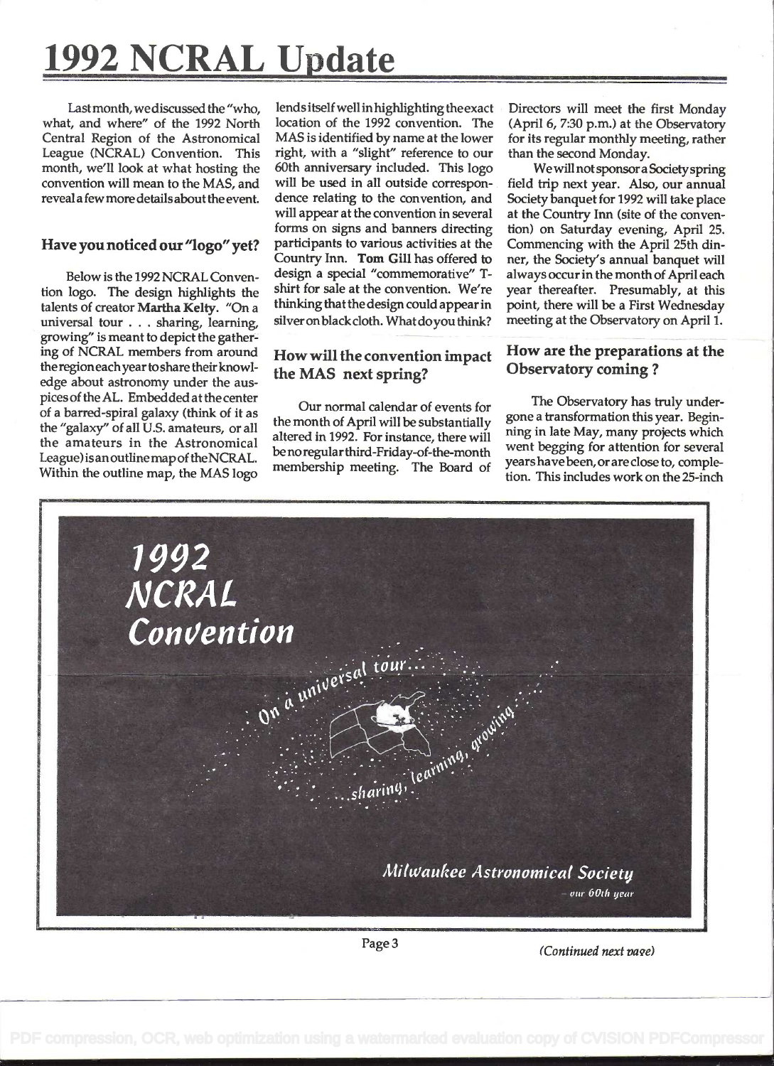# 1992 NCRAL Update

Last month, we discussed the "who, what, and where" of the 1992 North Central Region of the Astronomical League (NCRAL) Convention. This month, we'll look at what hosting the convention will mean to the MAS, and reveal a few more details about the event.

## Have you noticed our "logo" yet?

Below is the 1992 NCRAL Convention logo. The design highlights the talents of creator **Martha Kelty**. "On a universal tour . . . sharing, learning, growing" is meant to depict the gathering of NCRAL members from around the region each year to share their knowledge about astronomy under the auspices of the AL. Embedded at the center of a barred-spiral galaxy (think of it as the "galaxy" of all U.S. amateurs, or all the amateurs in the Astronomical League) is an outline map of the NCRAL. Within the outline map, the MAS logo lends itself well in highlighting the exact location of the 1992 convention. The MAS is identified by name at the lower right, with a "slight" reference to our 60th anniversary included. This logo will be used in all outside correspondence relating to the convention, and will appear at the convention in several forms on signs and banners directing participants to various activities at the Country Inn. **Tom Gill** has offered to design a special "commemorative" T-shirt for sale at the convention. We're thinking that the design could appear in silver on black cloth. What do you think?

## How will the convention impact the MAS next spring?

Our normal calendar of events for the month of April will be substantially altered in 1992. For instance, there will be no regular third-Friday-of-the-month membership meeting. The Board of Directors will meet the first Monday (April 6, 7:30 p.m.) at the Observatory for its regular monthly meeting, rather than the second Monday.

We will not sponsor a Society spring field trip next year. Also, our annual Society banquet for 1992 will take place at the Country Inn (site of the convention) on Saturday evening, April 25. Commencing with the April 25th dinner, the Society's annual banquet will always occur in the month of April each year thereafter. Presumably, at this point, there will be a First Wednesday meeting at the Observatory on April 1.

## How are the preparations at the Observatory coming ?

The Observatory has truly undergone a transformation this year. Beginning in late May, many projects which went begging for attention for several years have been, or are close to, completion. This includes work on the 25-inch

*1992 NCRAL Convention*

*On a universal tour... sharing, learning, growing*

*Milwaukee Astronomical Society — our 60th year*

*(Continued next page)*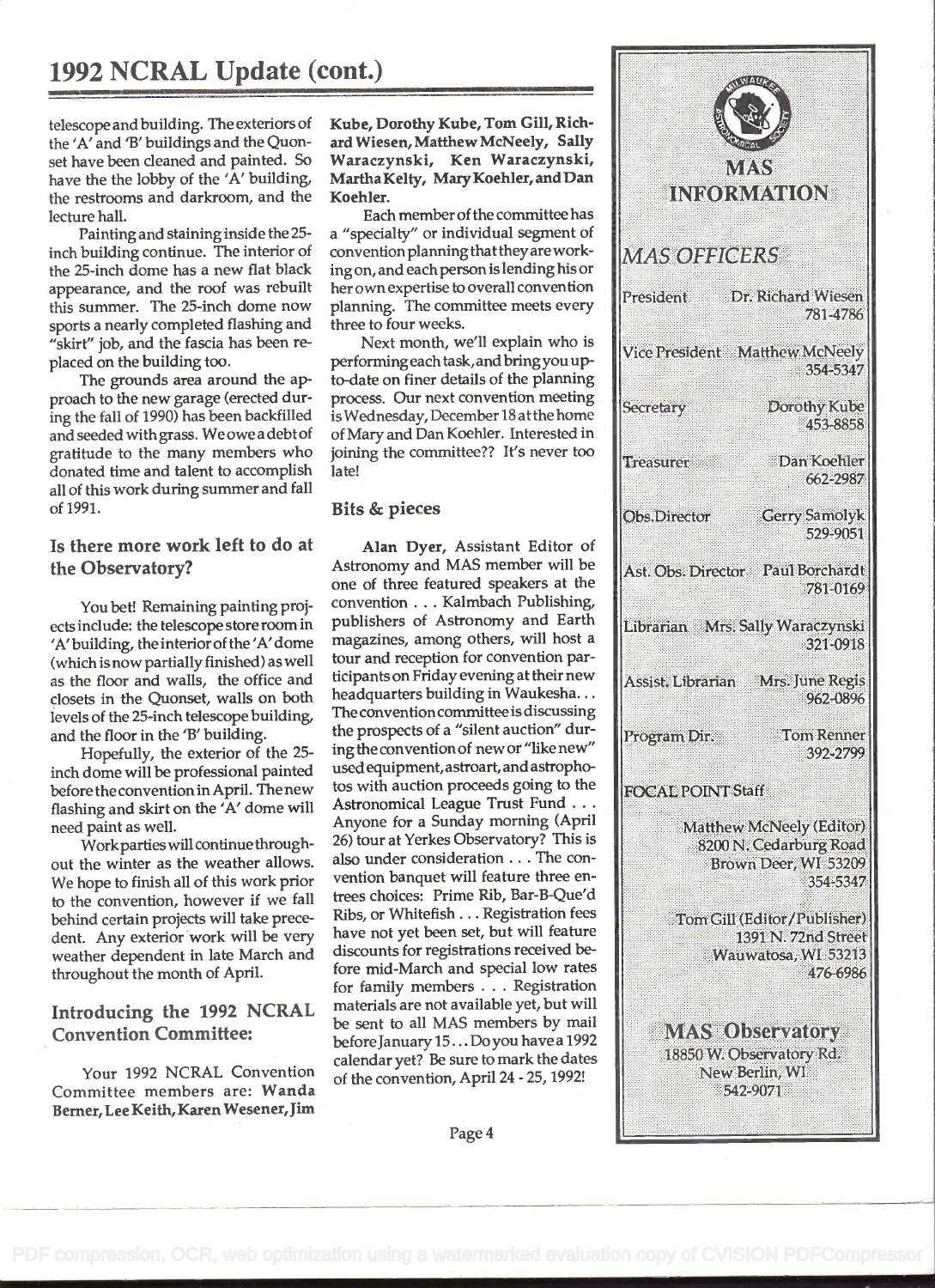## 1992 NCRAL Update (cont.)

telescope and building. The exteriors of the 'A' and 'B' buildings and the Quonset have been cleaned and painted. So have the the lobby of the 'A' building, the restrooms and darkroom, and the lecture hall.

Painting and staining inside the 25-inch building continue. The interior of the 25-inch dome has a new flat black appearance, and the roof was rebuilt this summer. The 25-inch dome now sports a nearly completed flashing and "skirt" job, and the fascia has been replaced on the building too.

The grounds area around the approach to the new garage (erected during the fall of 1990) has been backfilled and seeded with grass. We owe a debt of gratitude to the many members who donated time and talent to accomplish all of this work during summer and fall of 1991.

### Is there more work left to do at the Observatory?

You bet! Remaining painting projects include: the telescope store room in 'A' building, the interior of the 'A' dome (which is now partially finished) as well as the floor and walls, the office and closets in the Quonset, walls on both levels of the 25-inch telescope building, and the floor in the 'B' building.

Hopefully, the exterior of the 25-inch dome will be professional painted before the convention in April. The new flashing and skirt on the 'A' dome will need paint as well.

Work parties will continue throughout the winter as the weather allows. We hope to finish all of this work prior to the convention, however if we fall behind certain projects will take precedent. Any exterior work will be very weather dependent in late March and throughout the month of April.

### Introducing the 1992 NCRAL Convention Committee:

Your 1992 NCRAL Convention Committee members are: **Wanda Berner, Lee Keith, Karen Wesener, Jim Kube, Dorothy Kube, Tom Gill, Richard Wiesen, Matthew McNeely, Sally Waraczynski, Ken Waraczynski, Martha Kelty, Mary Koehler, and Dan Koehler.**

Each member of the committee has a "specialty" or individual segment of convention planning that they are working on, and each person is lending his or her own expertise to overall convention planning. The committee meets every three to four weeks.

Next month, we'll explain who is performing each task, and bring you up-to-date on finer details of the planning process. Our next convention meeting is Wednesday, December 18 at the home of Mary and Dan Koehler. Interested in joining the committee?? It's never too late!

### Bits & pieces

**Alan Dyer**, Assistant Editor of Astronomy and MAS member will be one of three featured speakers at the convention . . . Kalmbach Publishing, publishers of Astronomy and Earth magazines, among others, will host a tour and reception for convention participants on Friday evening at their new headquarters building in Waukesha. . . The convention committee is discussing the prospects of a "silent auction" during the convention of new or "like new" used equipment, astroart, and astrophotos with auction proceeds going to the Astronomical League Trust Fund . . . Anyone for a Sunday morning (April 26) tour at Yerkes Observatory? This is also under consideration . . . The convention banquet will feature three entrees choices: Prime Rib, Bar-B-Que'd Ribs, or Whitefish . . . Registration fees have not yet been set, but will feature discounts for registrations received before mid-March and special low rates for family members . . . Registration materials are not available yet, but will be sent to all MAS members by mail before January 15 . . . Do you have a 1992 calendar yet? Be sure to mark the dates of the convention, April 24 - 25, 1992!

---

## MAS INFORMATION

### MAS OFFICERS

| | | |
|---|---|---|
| President | Dr. Richard Wiesen | 781-4786 |
| Vice President | Matthew McNeely | 354-5347 |
| Secretary | Dorothy Kube | 453-8858 |
| Treasurer | Dan Koehler | 662-2987 |
| Obs. Director | Gerry Samolyk | 529-9051 |
| Ast. Obs. Director | Paul Borchardt | 781-0169 |
| Librarian | Mrs. Sally Waraczynski | 321-0918 |
| Assist. Librarian | Mrs. June Regis | 962-0896 |
| Program Dir. | Tom Renner | 392-2799 |

### FOCAL POINT Staff

Matthew McNeely (Editor)
8200 N. Cedarburg Road
Brown Deer, WI 53209
354-5347

Tom Gill (Editor/Publisher)
1391 N. 72nd Street
Wauwatosa, WI 53213
476-6986

### MAS Observatory

18850 W. Observatory Rd.
New Berlin, WI
542-9071